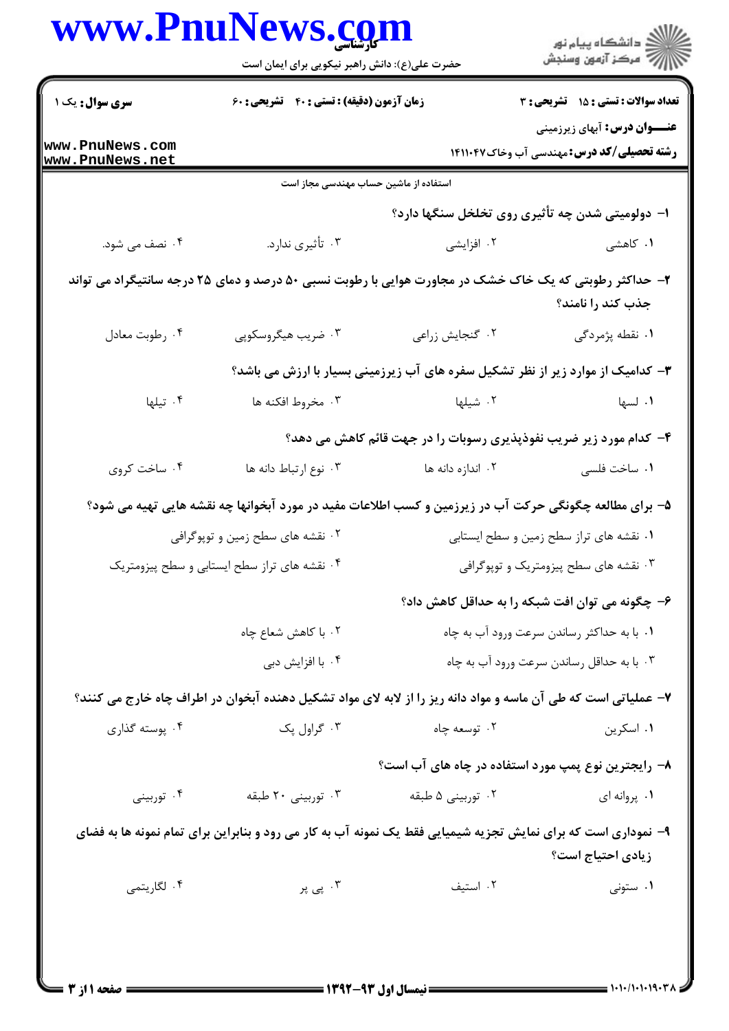**سری سوال:** یک ۱

**زمان آزمون (دقیقه) : تستی : ۴۰ تشریحی : ۶۰**

**تعداد سوالات : تستی : ۱۵ تشریحی : ۳**

**عنـــوان درس:** آبهای زیرزمینی

**رشته تحصیلی/کد درس:** مهندسی آب وخاک ۱۴۱۱۰۴۷

استفاده از ماشین حساب مهندسی مجاز است

۱- دولومیتی شدن چه تأثیری روی تخلخل سنگها دارد؟

۱. کاهشی ۲. افزایشی ۳. تأثیری ندارد. ۴. نصف می شود.

۲- حداکثر رطوبتی که یک خاک خشک در مجاورت هوایی با رطوبت نسبی ۵۰ درصد و دمای ۲۵ درجه سانتیگراد می تواند جذب کند را نامند؟

۱. نقطه پژمردگی ۲. گنجایش زراعی ۳. ضریب هیگروسکوپی ۴. رطوبت معادل

۳- کدامیک از موارد زیر از نظر تشکیل سفره های آب زیرزمینی بسیار با ارزش می باشد؟

۱. لسها ۲. شیلها ۳. مخروط افکنه ها ۴. تیلها

۴- کدام مورد زیر ضریب نفوذپذیری رسوبات را در جهت قائم کاهش می دهد؟

۱. ساخت فلسی ۲. اندازه دانه ها ۳. نوع ارتباط دانه ها ۴. ساخت کروی

۵- برای مطالعه چگونگی حرکت آب در زیرزمین و کسب اطلاعات مفید در مورد آبخوانها چه نقشه هایی تهیه می شود؟

۱. نقشه های تراز سطح زمین و سطح ایستابی
۲. نقشه های سطح زمین و توپوگرافی
۳. نقشه های سطح پیزومتریک و توپوگرافی
۴. نقشه های تراز سطح ایستابی و سطح پیزومتریک

۶- چگونه می توان افت شبکه را به حداقل کاهش داد؟

۱. با به حداکثر رساندن سرعت ورود آب به چاه
۲. با کاهش شعاع چاه
۳. با به حداقل رساندن سرعت ورود آب به چاه
۴. با افزایش دبی

۷- عملیاتی است که طی آن ماسه و مواد دانه ریز را از لابه لای مواد تشکیل دهنده آبخوان در اطراف چاه خارج می کنند؟

۱. اسکرین ۲. توسعه چاه ۳. گراول پک ۴. پوسته گذاری

۸- رایجترین نوع پمپ مورد استفاده در چاه های آب است؟

۱. پروانه ای ۲. توربینی ۵ طبقه ۳. توربینی ۲۰ طبقه ۴. توربینی

۹- نموداری است که برای نمایش تجزیه شیمیایی فقط یک نمونه آب به کار می رود و بنابراین برای تمام نمونه ها به فضای زیادی احتیاج است؟

۱. ستونی ۲. استیف ۳. پی پر ۴. لگاریتمی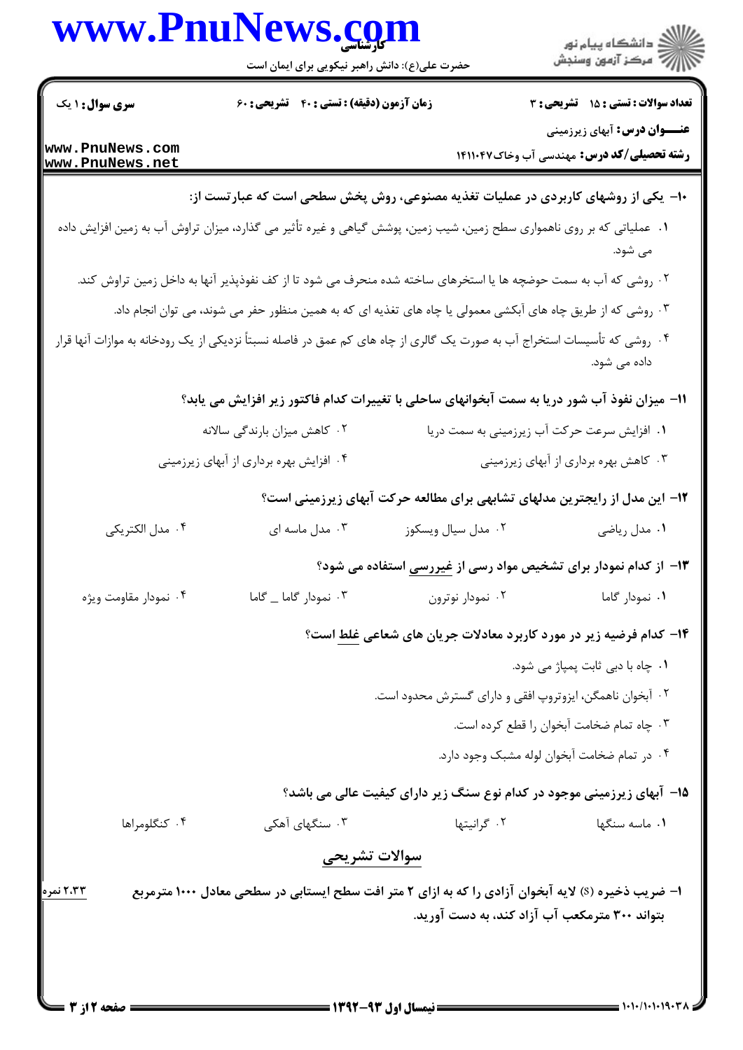سری سؤال: ۱ یک

زمان آزمون (دقیقه) : تستی : ۴۰ تشریحی : ۶۰

تعداد سوالات : تستی : ۱۵ تشریحی : ۳

**عنـــوان درس:** آبهای زیرزمینی

**رشته تحصیلی/کد درس:** مهندسی آب وخاک ۱۴۱۱۰۴۷

**۱۰- یکی از روشهای کاربردی در عملیات تغذیه مصنوعی، روش پخش سطحی است که عبارتست از:**

۱. عملیاتی که بر روی ناهمواری سطح زمین، شیب زمین، پوشش گیاهی و غیره تأثیر می گذارد، میزان تراوش آب به زمین افزایش داده می شود.

۲. روشی که آب به سمت حوضچه ها یا استخرهای ساخته شده منحرف می شود تا از کف نفوذپذیر آنها به داخل زمین تراوش کند.

۳. روشی که از طریق چاه های آبکشی معمولی یا چاه های تغذیه ای که به همین منظور حفر می شوند، می توان انجام داد.

۴. روشی که تأسیسات استخراج آب به صورت یک گالری از چاه های کم عمق در فاصله نسبتاً نزدیکی از یک رودخانه به موازات آنها قرار داده می شود.

**۱۱- میزان نفوذ آب شور دریا به سمت آبخوانهای ساحلی با تغییرات کدام فاکتور زیر افزایش می یابد؟**

۱. افزایش سرعت حرکت آب زیرزمینی به سمت دریا

۲. کاهش میزان بارندگی سالانه

۳. کاهش بهره برداری از آبهای زیرزمینی

۴. افزایش بهره برداری از آبهای زیرزمینی

**۱۲- این مدل از رایجترین مدلهای تشابهی برای مطالعه حرکت آبهای زیرزمینی است؟**

۱. مدل ریاضی

۲. مدل سیال ویسکوز

۳. مدل ماسه ای

۴. مدل الکتریکی

**۱۳- از کدام نمودار برای تشخیص مواد رسی از غیررسی استفاده می شود؟**

۱. نمودار گاما

۲. نمودار نوترون

۳. نمودار گاما _ گاما

۴. نمودار مقاومت ویژه

**۱۴- کدام فرضیه زیر در مورد کاربرد معادلات جریان های شعاعی غلط است؟**

۱. چاه با دبی ثابت پمپاژ می شود.

۲. آبخوان ناهمگن، ایزوتروپ افقی و دارای گسترش محدود است.

۳. چاه تمام ضخامت آبخوان را قطع کرده است.

۴. در تمام ضخامت آبخوان لوله مشبک وجود دارد.

**۱۵- آبهای زیرزمینی موجود در کدام نوع سنگ زیر دارای کیفیت عالی می باشد؟**

۱. ماسه سنگها

۲. گرانیتها

۳. سنگهای آهکی

۴. کنگلومراها

## سوالات تشریحی

**۱- ضریب ذخیره (S) لایه آبخوان آزادی را که به ازای ۲ متر افت سطح ایستابی در سطحی معادل ۱۰۰۰ مترمربع بتواند ۳۰۰ مترمکعب آب آزاد کند، به دست آورید.** (۲،۳۳ نمره)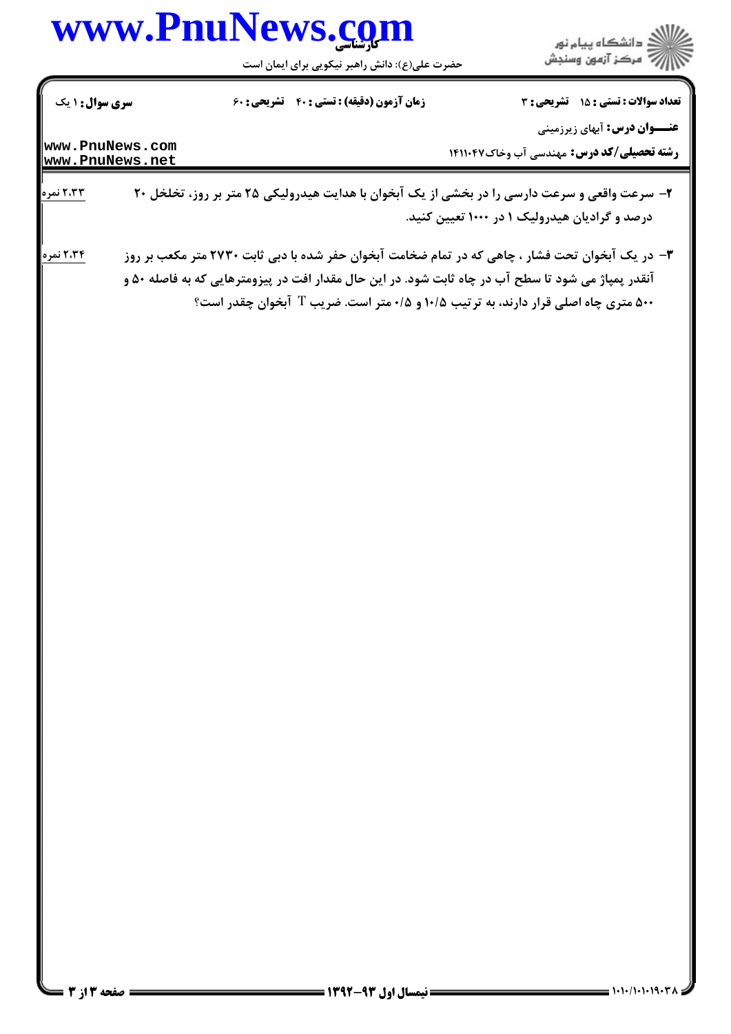۲- سرعت واقعی و سرعت دارسی را در بخشی از یک آبخوان با هدایت هیدرولیکی ۲۵ متر بر روز، تخلخل ۲۰ درصد و گرادیان هیدرولیک ۱ در ۱۰۰۰ تعیین کنید. ۲،۳۳ نمره

۳- در یک آبخوان تحت فشار ، چاهی که در تمام ضخامت آبخوان حفر شده با دبی ثابت ۲۷۳۰ متر مکعب بر روز آنقدر پمپاژ می شود تا سطح آب در چاه ثابت شود. در این حال مقدار افت در پیزومترهایی که به فاصله ۵۰ و ۵۰۰ متری چاه اصلی قرار دارند، به ترتیب ۱۰/۵ و ۰/۵ متر است. ضریب $T$ آبخوان چقدر است؟ ۲،۳۴ نمره